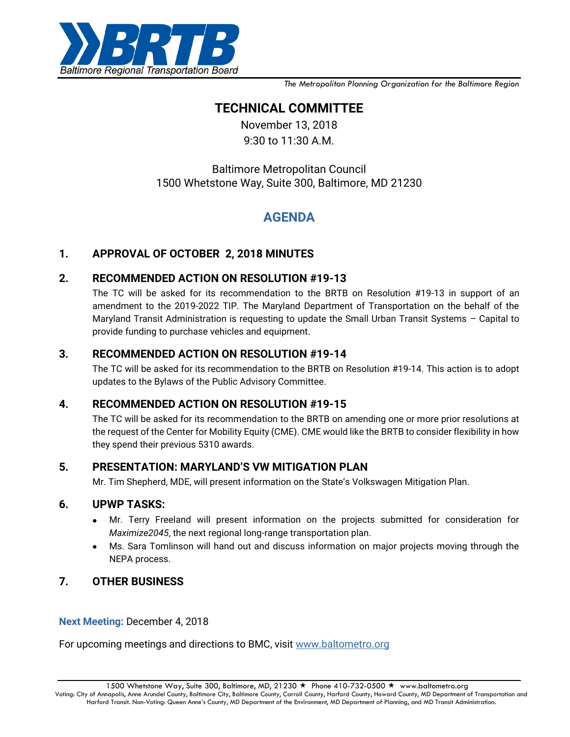Baltimore Regional Transportation Board

*The Metropolitan Planning Organization for the Baltimore Region*

# TECHNICAL COMMITTEE

November 13, 2018

9:30 to 11:30 A.M.

Baltimore Metropolitan Council

1500 Whetstone Way, Suite 300, Baltimore, MD 21230

## AGENDA

### 1. APPROVAL OF OCTOBER 2, 2018 MINUTES

### 2. RECOMMENDED ACTION ON RESOLUTION #19-13

The TC will be asked for its recommendation to the BRTB on Resolution #19-13 in support of an amendment to the 2019-2022 TIP. The Maryland Department of Transportation on the behalf of the Maryland Transit Administration is requesting to update the Small Urban Transit Systems – Capital to provide funding to purchase vehicles and equipment.

### 3. RECOMMENDED ACTION ON RESOLUTION #19-14

The TC will be asked for its recommendation to the BRTB on Resolution #19-14. This action is to adopt updates to the Bylaws of the Public Advisory Committee.

### 4. RECOMMENDED ACTION ON RESOLUTION #19-15

The TC will be asked for its recommendation to the BRTB on amending one or more prior resolutions at the request of the Center for Mobility Equity (CME). CME would like the BRTB to consider flexibility in how they spend their previous 5310 awards.

### 5. PRESENTATION: MARYLAND'S VW MITIGATION PLAN

Mr. Tim Shepherd, MDE, will present information on the State's Volkswagen Mitigation Plan.

### 6. UPWP TASKS:

- Mr. Terry Freeland will present information on the projects submitted for consideration for *Maximize2045*, the next regional long-range transportation plan.
- Ms. Sara Tomlinson will hand out and discuss information on major projects moving through the NEPA process.

### 7. OTHER BUSINESS

**Next Meeting:** December 4, 2018

For upcoming meetings and directions to BMC, visit www.baltometro.org

1500 Whetstone Way, Suite 300, Baltimore, MD, 21230 ★ Phone 410-732-0500 ★ www.baltometro.org

Voting: City of Annapolis, Anne Arundel County, Baltimore City, Baltimore County, Carroll County, Harford County, Howard County, MD Department of Transportation and Harford Transit. Non-Voting: Queen Anne's County, MD Department of the Environment, MD Department of Planning, and MD Transit Administration.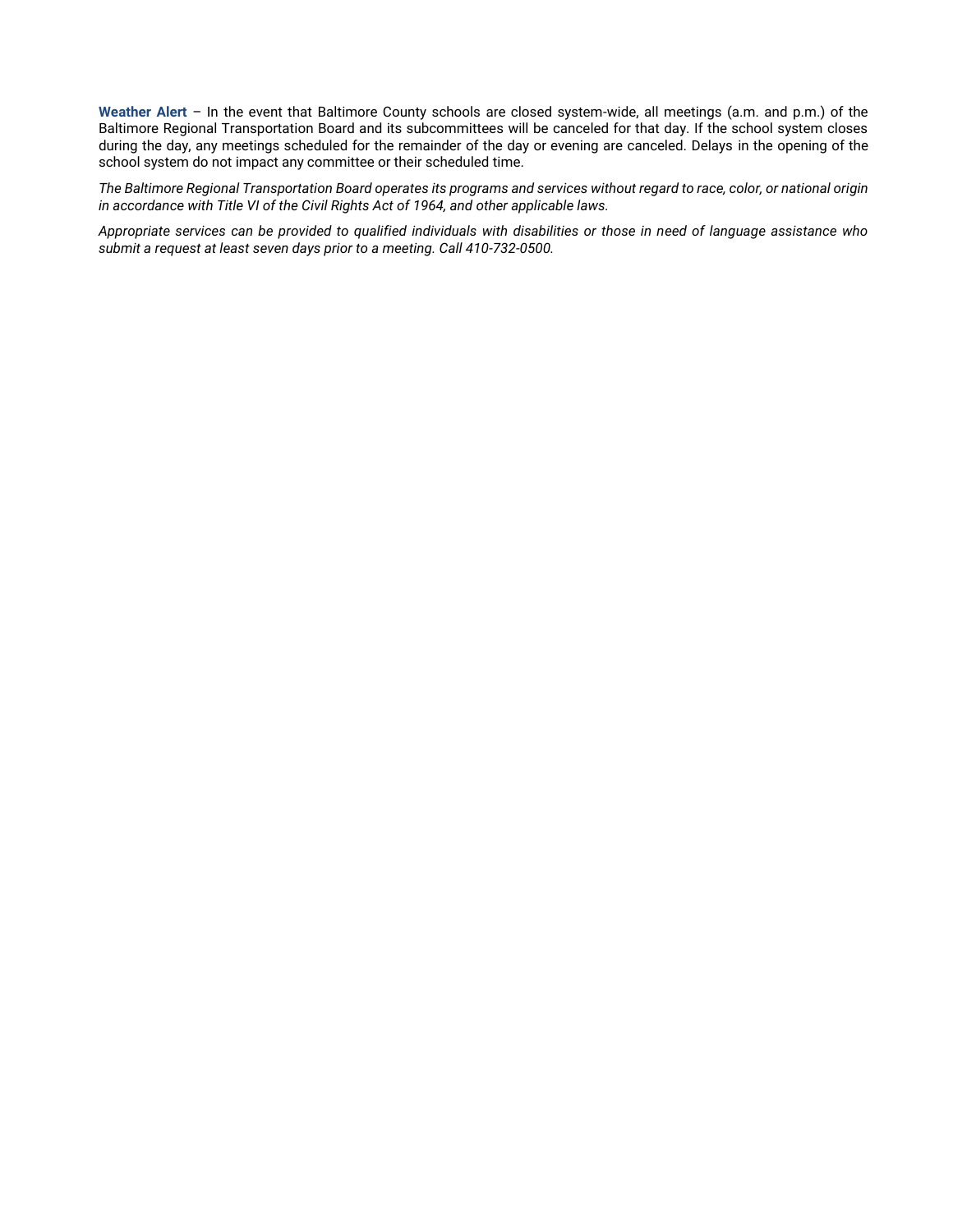**Weather Alert** – In the event that Baltimore County schools are closed system-wide, all meetings (a.m. and p.m.) of the Baltimore Regional Transportation Board and its subcommittees will be canceled for that day. If the school system closes during the day, any meetings scheduled for the remainder of the day or evening are canceled. Delays in the opening of the school system do not impact any committee or their scheduled time.

*The Baltimore Regional Transportation Board operates its programs and services without regard to race, color, or national origin in accordance with Title VI of the Civil Rights Act of 1964, and other applicable laws.*

*Appropriate services can be provided to qualified individuals with disabilities or those in need of language assistance who submit a request at least seven days prior to a meeting. Call 410-732-0500.*